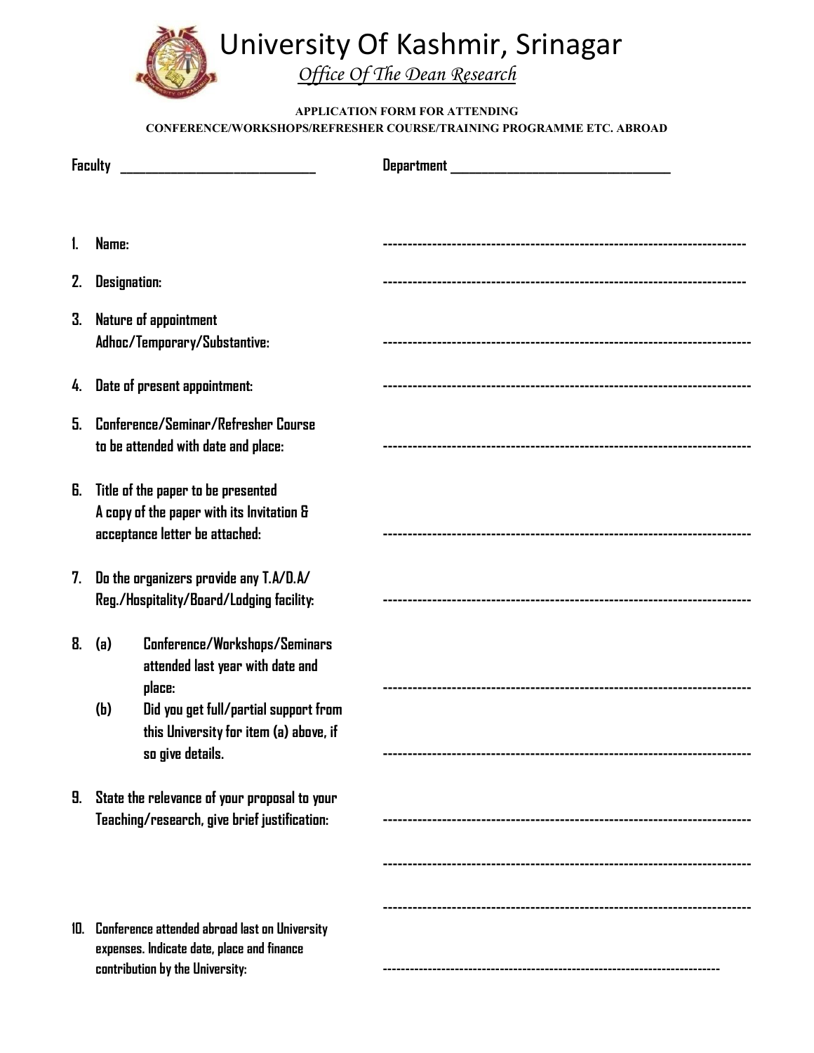# University Of Kashmir, Srinagar

*Office Of The Dean Research*

**APPLICATION FORM FOR ATTENDING CONFERENCE/WORKSHOPS/REFRESHER COURSE/TRAINING PROGRAMME ETC. ABROAD**

**Faculty** ______________________________ **Department** ______________________________

1. **Name:** ------------------------------------------------------------------------

2. **Designation:** ------------------------------------------------------------------------

3. **Nature of appointment Adhoc/Temporary/Substantive:** ------------------------------------------------------------------------

4. **Date of present appointment:** ------------------------------------------------------------------------

5. **Conference/Seminar/Refresher Course to be attended with date and place:** ------------------------------------------------------------------------

6. **Title of the paper to be presented A copy of the paper with its Invitation & acceptance letter be attached:** ------------------------------------------------------------------------

7. **Do the organizers provide any T.A/D.A/ Reg./Hospitality/Board/Lodging facility:** ------------------------------------------------------------------------

8. **(a)** **Conference/Workshops/Seminars attended last year with date and place:** ------------------------------------------------------------------------

   **(b)** **Did you get full/partial support from this University for item (a) above, if so give details.** ------------------------------------------------------------------------

9. **State the relevance of your proposal to your Teaching/research, give brief justification:** ------------------------------------------------------------------------

   ------------------------------------------------------------------------

   ------------------------------------------------------------------------

10. **Conference attended abroad last on University expenses. Indicate date, place and finance contribution by the University:** ------------------------------------------------------------------------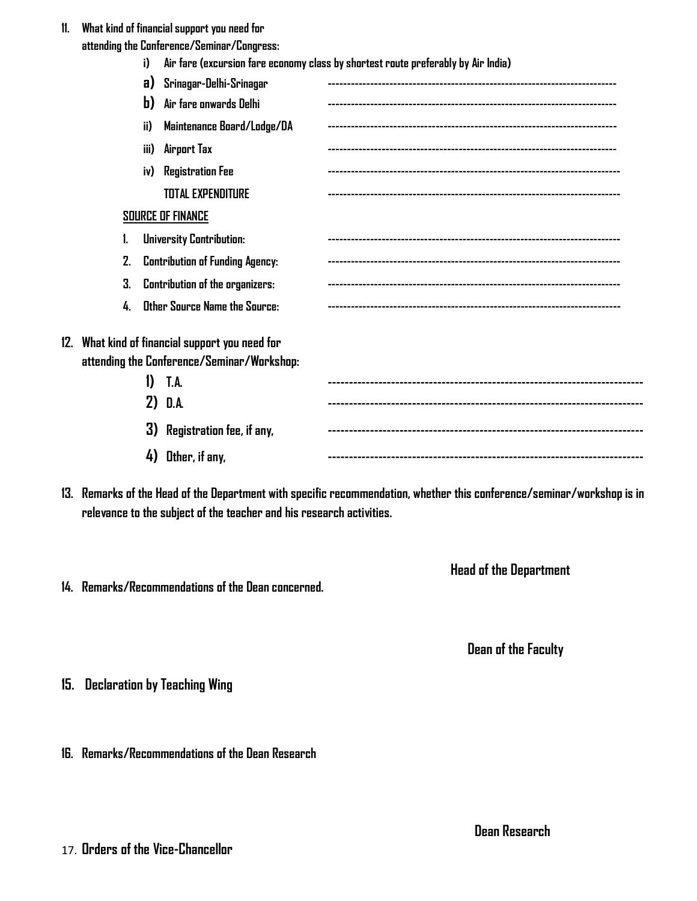11. **What kind of financial support you need for attending the Conference/Seminar/Congress:**

    i) **Air fare (excursion fare economy class by shortest route preferably by Air India)**

    **a) Srinagar-Delhi-Srinagar** ---------------------------------------------------------------------------

    **b) Air fare onwards Delhi** ---------------------------------------------------------------------------

    ii) **Maintenance Board/Lodge/DA** ---------------------------------------------------------------------------

    iii) **Airport Tax** ---------------------------------------------------------------------------

    iv) **Registration Fee** ---------------------------------------------------------------------------

    **TOTAL EXPENDITURE** ---------------------------------------------------------------------------

    **<u>SOURCE OF FINANCE</u>**

    1. **University Contribution:** ---------------------------------------------------------------------------
    2. **Contribution of Funding Agency:** ---------------------------------------------------------------------------
    3. **Contribution of the organizers:** ---------------------------------------------------------------------------
    4. **Other Source Name the Source:** ---------------------------------------------------------------------------

12. **What kind of financial support you need for attending the Conference/Seminar/Workshop:**

    1) **T.A.** ---------------------------------------------------------------------------

    2) **D.A.** ---------------------------------------------------------------------------

    3) **Registration fee, if any,** ---------------------------------------------------------------------------

    4) **Other, if any,** ---------------------------------------------------------------------------

13. **Remarks of the Head of the Department with specific recommendation, whether this conference/seminar/workshop is in relevance to the subject of the teacher and his research activities.**

**Head of the Department**

14. **Remarks/Recommendations of the Dean concerned.**

**Dean of the Faculty**

15. **Declaration by Teaching Wing**

16. **Remarks/Recommendations of the Dean Research**

**Dean Research**

17. **Orders of the Vice-Chancellor**